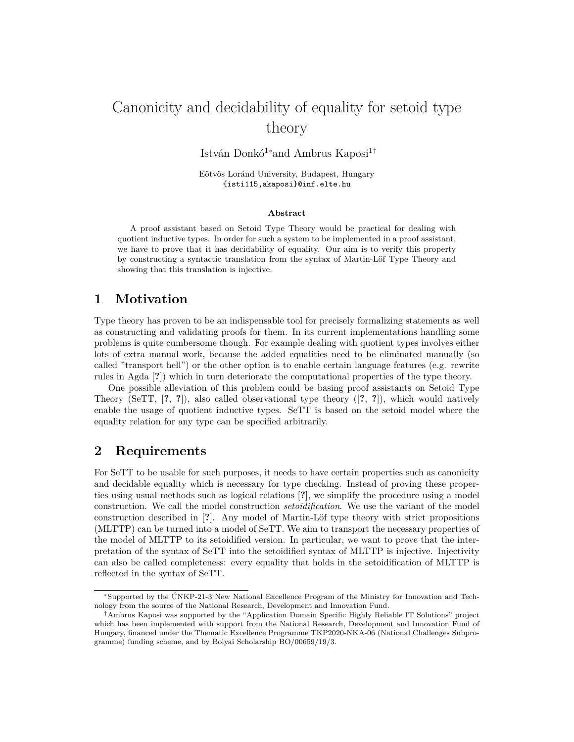# Canonicity and decidability of equality for setoid type theory

István Donkó[1*] and Ambrus Kaposi[1†]

Eötvös Loránd University, Budapest, Hungary
{isti115,akaposi}@inf.elte.hu

**Abstract**

A proof assistant based on Setoid Type Theory would be practical for dealing with quotient inductive types. In order for such a system to be implemented in a proof assistant, we have to prove that it has decidability of equality. Our aim is to verify this property by constructing a syntactic translation from the syntax of Martin-Löf Type Theory and showing that this translation is injective.

## 1 Motivation

Type theory has proven to be an indispensable tool for precisely formalizing statements as well as constructing and validating proofs for them. In its current implementations handling some problems is quite cumbersome though. For example dealing with quotient types involves either lots of extra manual work, because the added equalities need to be eliminated manually (so called "transport hell") or the other option is to enable certain language features (e.g. rewrite rules in Agda [?]) which in turn deteriorate the computational properties of the type theory.

One possible alleviation of this problem could be basing proof assistants on Setoid Type Theory (SeTT, [?, ?]), also called observational type theory ([?, ?]), which would natively enable the usage of quotient inductive types. SeTT is based on the setoid model where the equality relation for any type can be specified arbitrarily.

## 2 Requirements

For SeTT to be usable for such purposes, it needs to have certain properties such as canonicity and decidable equality which is necessary for type checking. Instead of proving these properties using usual methods such as logical relations [?], we simplify the procedure using a model construction. We call the model construction *setoidification*. We use the variant of the model construction described in [?]. Any model of Martin-Löf type theory with strict propositions (MLTTP) can be turned into a model of SeTT. We aim to transport the necessary properties of the model of MLTTP to its setoidified version. In particular, we want to prove that the interpretation of the syntax of SeTT into the setoidified syntax of MLTTP is injective. Injectivity can also be called completeness: every equality that holds in the setoidification of MLTTP is reflected in the syntax of SeTT.

---

[*] Supported by the ÚNKP-21-3 New National Excellence Program of the Ministry for Innovation and Technology from the source of the National Research, Development and Innovation Fund.

[†] Ambrus Kaposi was supported by the "Application Domain Specific Highly Reliable IT Solutions" project which has been implemented with support from the National Research, Development and Innovation Fund of Hungary, financed under the Thematic Excellence Programme TKP2020-NKA-06 (National Challenges Subprogramme) funding scheme, and by Bolyai Scholarship BO/00659/19/3.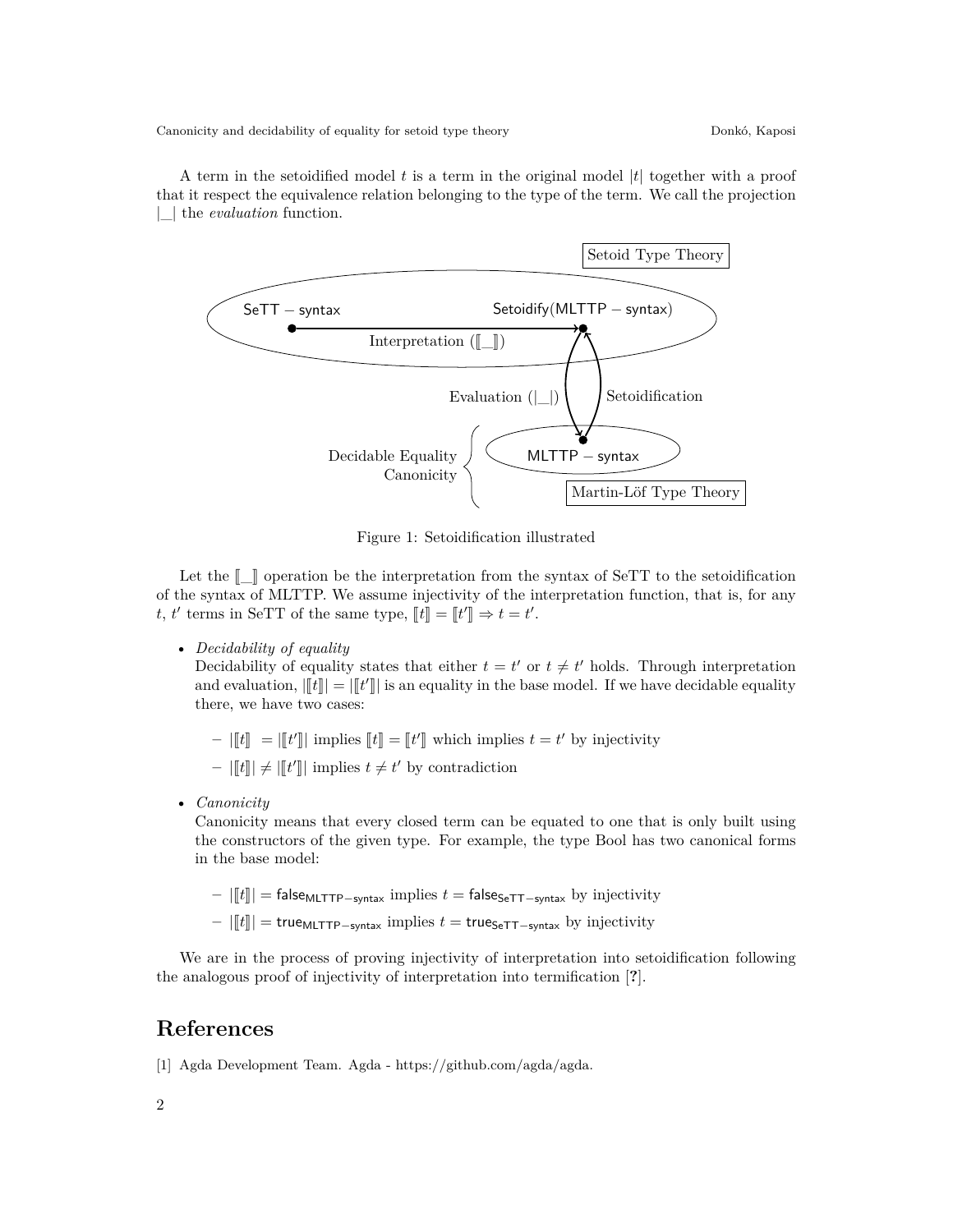A term in the setoidified model $t$ is a term in the original model $|t|$ together with a proof that it respect the equivalence relation belonging to the type of the term. We call the projection $|\_|$ the *evaluation* function.

Figure 1: Setoidification illustrated

Let the $[\![\_]\!]$ operation be the interpretation from the syntax of SeTT to the setoidification of the syntax of MLTTP. We assume injectivity of the interpretation function, that is, for any $t$, $t'$ terms in SeTT of the same type, $[\![t]\!] = [\![t']\!] \Rightarrow t = t'$.

- *Decidability of equality*
  Decidability of equality states that either $t = t'$ or $t \neq t'$ holds. Through interpretation and evaluation, $|[\![t]\!]| = |[\![t']\!]|$ is an equality in the base model. If we have decidable equality there, we have two cases:
  - $|[\![t]\!]| = |[\![t']\!]|$ implies $[\![t]\!] = [\![t']\!]$ which implies $t = t'$ by injectivity
  - $|[\![t]\!]| \neq |[\![t']\!]|$ implies $t \neq t'$ by contradiction
- *Canonicity*
  Canonicity means that every closed term can be equated to one that is only built using the constructors of the given type. For example, the type Bool has two canonical forms in the base model:
  - $|[\![t]\!]| = \mathsf{false}_{\mathsf{MLTTP-syntax}}$ implies $t = \mathsf{false}_{\mathsf{SeTT-syntax}}$ by injectivity
  - $|[\![t]\!]| = \mathsf{true}_{\mathsf{MLTTP-syntax}}$ implies $t = \mathsf{true}_{\mathsf{SeTT-syntax}}$ by injectivity

We are in the process of proving injectivity of interpretation into setoidification following the analogous proof of injectivity of interpretation into termification [**?**].

## References

[1] Agda Development Team. Agda - https://github.com/agda/agda.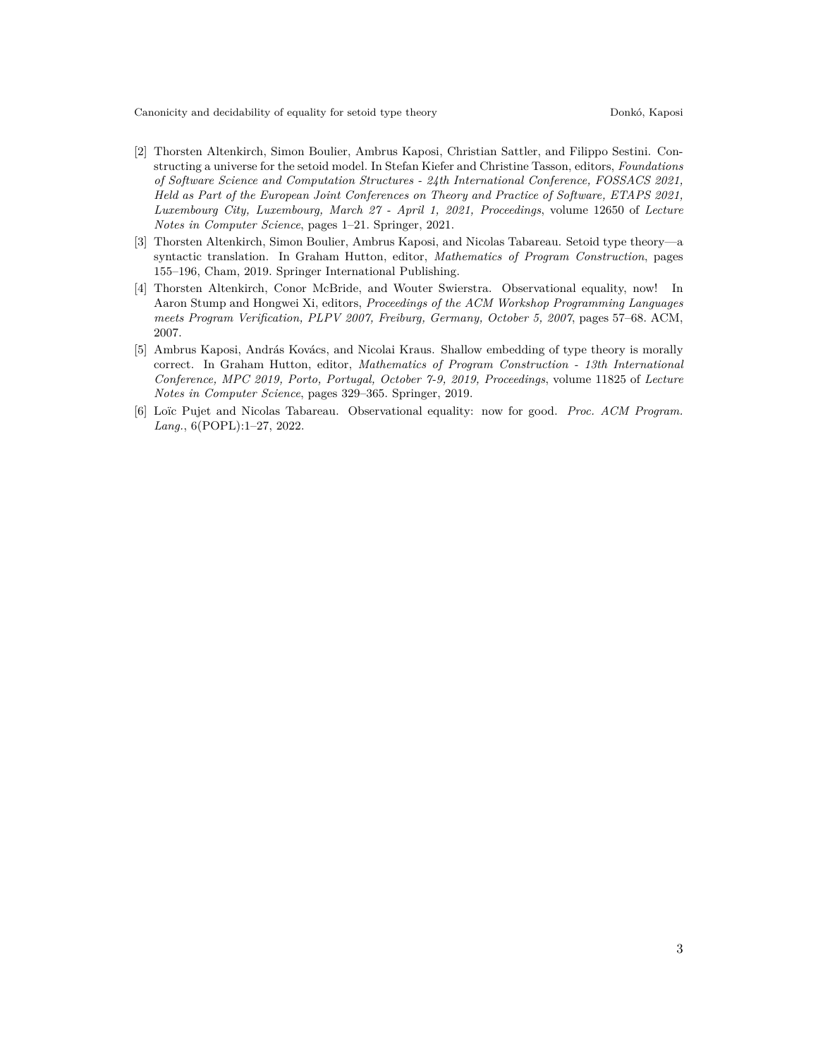[2] Thorsten Altenkirch, Simon Boulier, Ambrus Kaposi, Christian Sattler, and Filippo Sestini. Constructing a universe for the setoid model. In Stefan Kiefer and Christine Tasson, editors, *Foundations of Software Science and Computation Structures - 24th International Conference, FOSSACS 2021, Held as Part of the European Joint Conferences on Theory and Practice of Software, ETAPS 2021, Luxembourg City, Luxembourg, March 27 - April 1, 2021, Proceedings*, volume 12650 of *Lecture Notes in Computer Science*, pages 1–21. Springer, 2021.

[3] Thorsten Altenkirch, Simon Boulier, Ambrus Kaposi, and Nicolas Tabareau. Setoid type theory—a syntactic translation. In Graham Hutton, editor, *Mathematics of Program Construction*, pages 155–196, Cham, 2019. Springer International Publishing.

[4] Thorsten Altenkirch, Conor McBride, and Wouter Swierstra. Observational equality, now! In Aaron Stump and Hongwei Xi, editors, *Proceedings of the ACM Workshop Programming Languages meets Program Verification, PLPV 2007, Freiburg, Germany, October 5, 2007*, pages 57–68. ACM, 2007.

[5] Ambrus Kaposi, András Kovács, and Nicolai Kraus. Shallow embedding of type theory is morally correct. In Graham Hutton, editor, *Mathematics of Program Construction - 13th International Conference, MPC 2019, Porto, Portugal, October 7-9, 2019, Proceedings*, volume 11825 of *Lecture Notes in Computer Science*, pages 329–365. Springer, 2019.

[6] Loïc Pujet and Nicolas Tabareau. Observational equality: now for good. *Proc. ACM Program. Lang.*, 6(POPL):1–27, 2022.